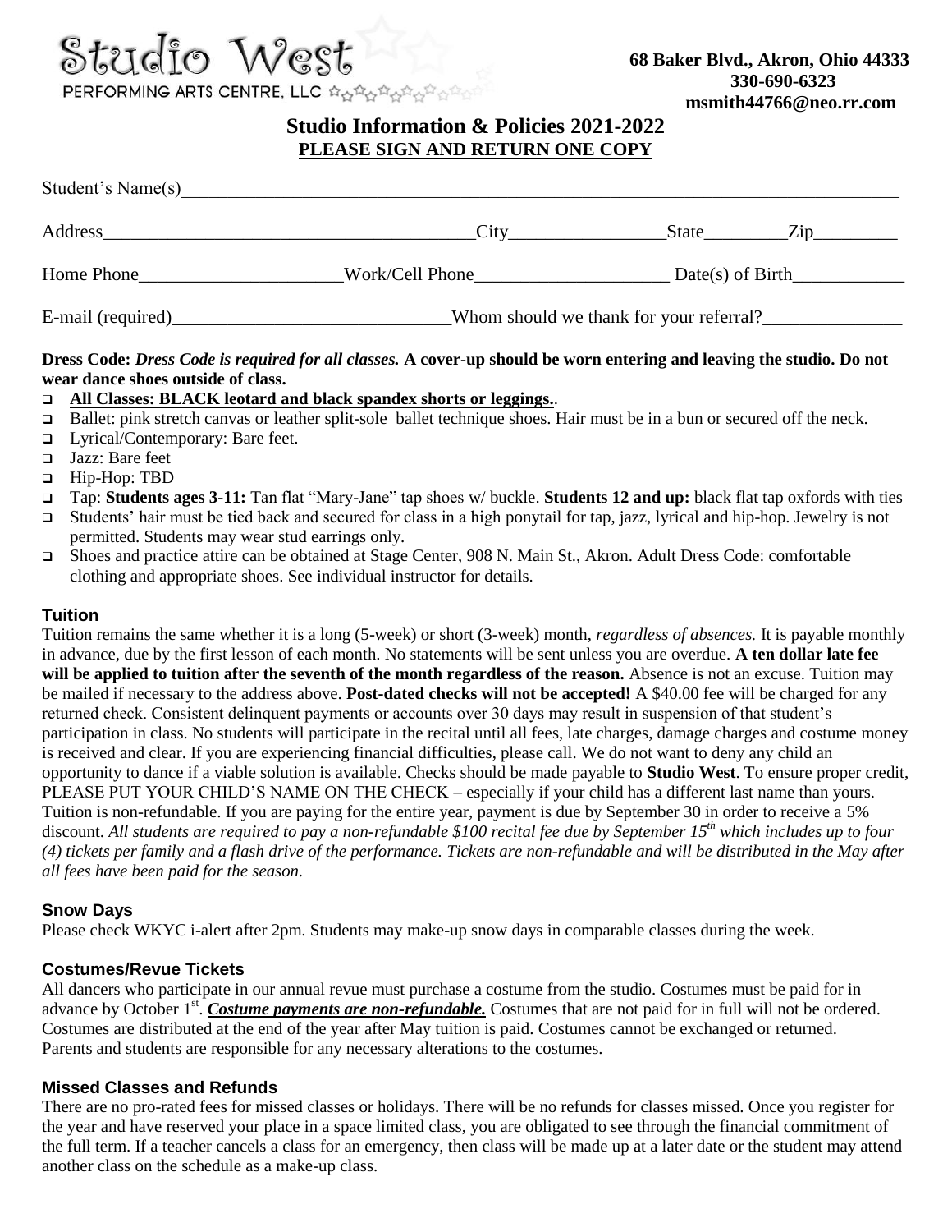Studio West

PERFORMING ARTS CENTRE, LLC

**68 Baker Blvd., Akron, Ohio 44333**
**330-690-6323**
**msmith44766@neo.rr.com**

## Studio Information & Policies 2021-2022

**PLEASE SIGN AND RETURN ONE COPY**

Student's Name(s)\_\_\_\_\_\_\_\_\_\_\_\_\_\_\_\_\_\_\_\_\_\_\_\_\_\_\_\_\_\_\_\_\_\_\_\_\_\_\_\_\_\_\_\_\_\_\_\_\_\_\_\_\_\_\_\_\_\_\_\_

Address\_\_\_\_\_\_\_\_\_\_\_\_\_\_\_\_\_\_\_\_\_\_\_\_\_\_\_\_\_\_\_\_City\_\_\_\_\_\_\_\_\_\_\_\_\_State\_\_\_\_\_\_\_Zip\_\_\_\_\_\_\_

Home Phone\_\_\_\_\_\_\_\_\_\_\_\_\_\_\_\_\_\_Work/Cell Phone\_\_\_\_\_\_\_\_\_\_\_\_\_\_\_\_\_\_ Date(s) of Birth\_\_\_\_\_\_\_\_\_\_

E-mail (required)\_\_\_\_\_\_\_\_\_\_\_\_\_\_\_\_\_\_\_\_\_\_\_\_\_Whom should we thank for your referral?\_\_\_\_\_\_\_\_\_\_\_\_\_

**Dress Code:** ***Dress Code is required for all classes.*** **A cover-up should be worn entering and leaving the studio. Do not wear dance shoes outside of class.**

- **All Classes: BLACK leotard and black spandex shorts or leggings.**.
- Ballet: pink stretch canvas or leather split-sole ballet technique shoes. Hair must be in a bun or secured off the neck.
- Lyrical/Contemporary: Bare feet.
- Jazz: Bare feet
- Hip-Hop: TBD
- Tap: **Students ages 3-11:** Tan flat "Mary-Jane" tap shoes w/ buckle. **Students 12 and up:** black flat tap oxfords with ties
- Students' hair must be tied back and secured for class in a high ponytail for tap, jazz, lyrical and hip-hop. Jewelry is not permitted. Students may wear stud earrings only.
- Shoes and practice attire can be obtained at Stage Center, 908 N. Main St., Akron. Adult Dress Code: comfortable clothing and appropriate shoes. See individual instructor for details.

### Tuition

Tuition remains the same whether it is a long (5-week) or short (3-week) month, *regardless of absences.* It is payable monthly in advance, due by the first lesson of each month. No statements will be sent unless you are overdue. **A ten dollar late fee will be applied to tuition after the seventh of the month regardless of the reason.** Absence is not an excuse. Tuition may be mailed if necessary to the address above. **Post-dated checks will not be accepted!** A $40.00 fee will be charged for any returned check. Consistent delinquent payments or accounts over 30 days may result in suspension of that student's participation in class. No students will participate in the recital until all fees, late charges, damage charges and costume money is received and clear. If you are experiencing financial difficulties, please call. We do not want to deny any child an opportunity to dance if a viable solution is available. Checks should be made payable to **Studio West**. To ensure proper credit, PLEASE PUT YOUR CHILD'S NAME ON THE CHECK – especially if your child has a different last name than yours. Tuition is non-refundable. If you are paying for the entire year, payment is due by September 30 in order to receive a 5% discount. *All students are required to pay a non-refundable $100 recital fee due by September 15th which includes up to four (4) tickets per family and a flash drive of the performance. Tickets are non-refundable and will be distributed in the May after all fees have been paid for the season.*

### Snow Days

Please check WKYC i-alert after 2pm. Students may make-up snow days in comparable classes during the week.

### Costumes/Revue Tickets

All dancers who participate in our annual revue must purchase a costume from the studio. Costumes must be paid for in advance by October 1st. ***Costume payments are non-refundable.*** Costumes that are not paid for in full will not be ordered. Costumes are distributed at the end of the year after May tuition is paid. Costumes cannot be exchanged or returned. Parents and students are responsible for any necessary alterations to the costumes.

### Missed Classes and Refunds

There are no pro-rated fees for missed classes or holidays. There will be no refunds for classes missed. Once you register for the year and have reserved your place in a space limited class, you are obligated to see through the financial commitment of the full term. If a teacher cancels a class for an emergency, then class will be made up at a later date or the student may attend another class on the schedule as a make-up class.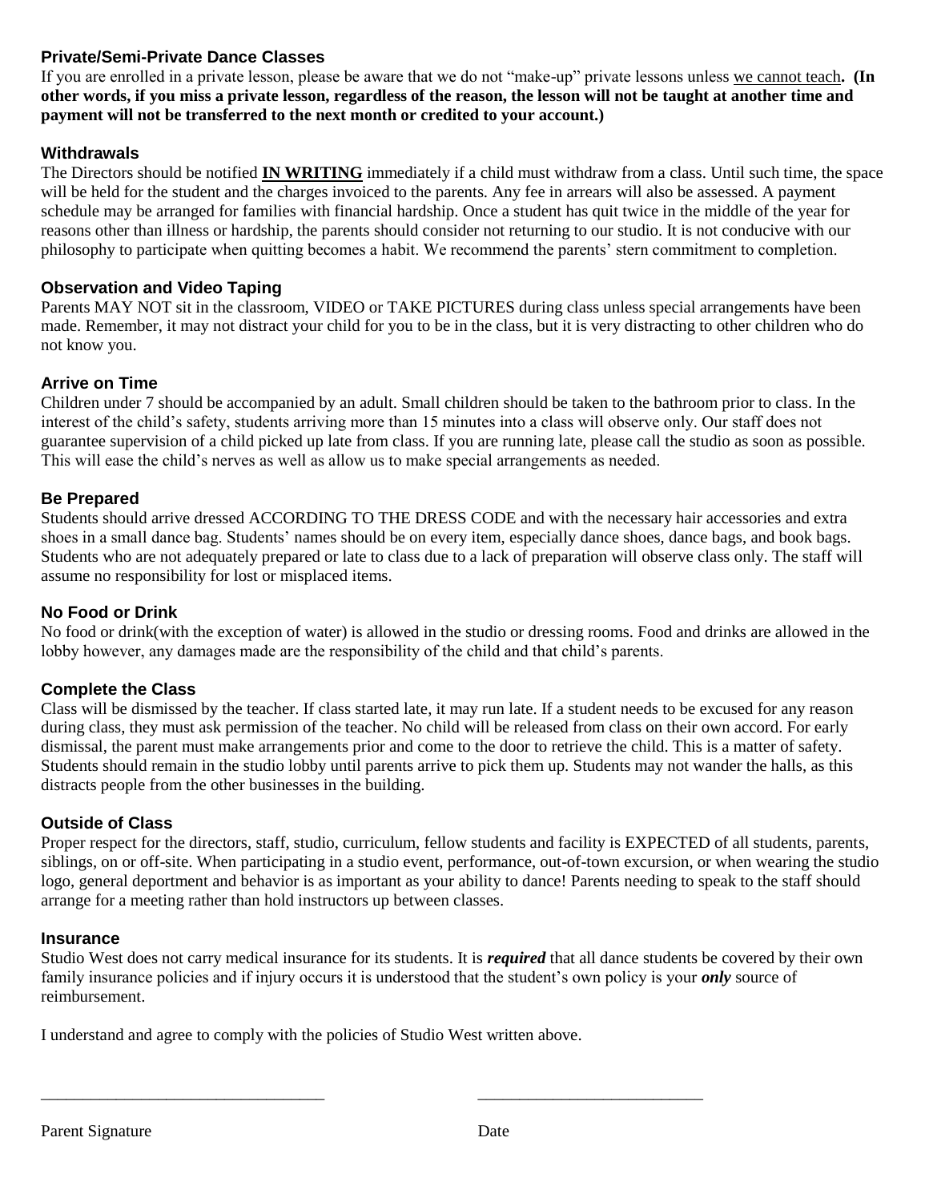### Private/Semi-Private Dance Classes

If you are enrolled in a private lesson, please be aware that we do not "make-up" private lessons unless we cannot teach**. (In other words, if you miss a private lesson, regardless of the reason, the lesson will not be taught at another time and payment will not be transferred to the next month or credited to your account.)**

### Withdrawals

The Directors should be notified **IN WRITING** immediately if a child must withdraw from a class. Until such time, the space will be held for the student and the charges invoiced to the parents. Any fee in arrears will also be assessed. A payment schedule may be arranged for families with financial hardship. Once a student has quit twice in the middle of the year for reasons other than illness or hardship, the parents should consider not returning to our studio. It is not conducive with our philosophy to participate when quitting becomes a habit. We recommend the parents' stern commitment to completion.

### Observation and Video Taping

Parents MAY NOT sit in the classroom, VIDEO or TAKE PICTURES during class unless special arrangements have been made. Remember, it may not distract your child for you to be in the class, but it is very distracting to other children who do not know you.

### Arrive on Time

Children under 7 should be accompanied by an adult. Small children should be taken to the bathroom prior to class. In the interest of the child's safety, students arriving more than 15 minutes into a class will observe only. Our staff does not guarantee supervision of a child picked up late from class. If you are running late, please call the studio as soon as possible. This will ease the child's nerves as well as allow us to make special arrangements as needed.

### Be Prepared

Students should arrive dressed ACCORDING TO THE DRESS CODE and with the necessary hair accessories and extra shoes in a small dance bag. Students' names should be on every item, especially dance shoes, dance bags, and book bags. Students who are not adequately prepared or late to class due to a lack of preparation will observe class only. The staff will assume no responsibility for lost or misplaced items.

### No Food or Drink

No food or drink(with the exception of water) is allowed in the studio or dressing rooms. Food and drinks are allowed in the lobby however, any damages made are the responsibility of the child and that child's parents.

### Complete the Class

Class will be dismissed by the teacher. If class started late, it may run late. If a student needs to be excused for any reason during class, they must ask permission of the teacher. No child will be released from class on their own accord. For early dismissal, the parent must make arrangements prior and come to the door to retrieve the child. This is a matter of safety. Students should remain in the studio lobby until parents arrive to pick them up. Students may not wander the halls, as this distracts people from the other businesses in the building.

### Outside of Class

Proper respect for the directors, staff, studio, curriculum, fellow students and facility is EXPECTED of all students, parents, siblings, on or off-site. When participating in a studio event, performance, out-of-town excursion, or when wearing the studio logo, general deportment and behavior is as important as your ability to dance! Parents needing to speak to the staff should arrange for a meeting rather than hold instructors up between classes.

### Insurance

Studio West does not carry medical insurance for its students. It is ***required*** that all dance students be covered by their own family insurance policies and if injury occurs it is understood that the student's own policy is your ***only*** source of reimbursement.

I understand and agree to comply with the policies of Studio West written above.

\_\_\_\_\_\_\_\_\_\_\_\_\_\_\_\_\_\_\_\_\_\_\_\_\_\_\_\_\_\_\_\_\_\_\_ \_\_\_\_\_\_\_\_\_\_\_\_\_\_\_\_\_\_\_\_\_\_\_\_\_\_\_

Parent Signature Date